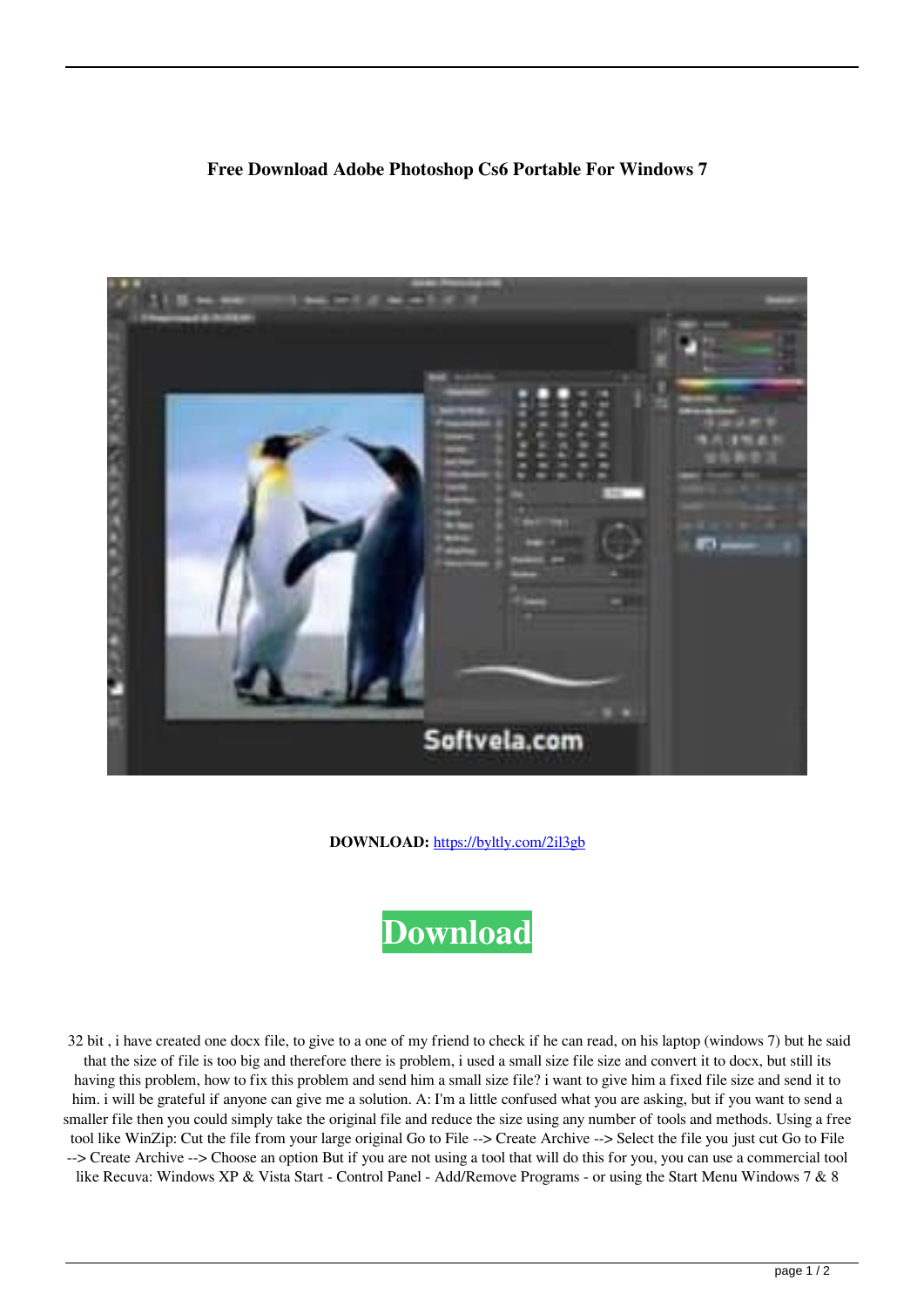**Free Download Adobe Photoshop Cs6 Portable For Windows 7**

**DOWNLOAD:** https://byltly.com/2il3gb

**Download**

32 bit , i have created one docx file, to give to a one of my friend to check if he can read, on his laptop (windows 7) but he said that the size of file is too big and therefore there is problem, i used a small size file size and convert it to docx, but still its having this problem, how to fix this problem and send him a small size file? i want to give him a fixed file size and send it to him. i will be grateful if anyone can give me a solution. A: I'm a little confused what you are asking, but if you want to send a smaller file then you could simply take the original file and reduce the size using any number of tools and methods. Using a free tool like WinZip: Cut the file from your large original Go to File --> Create Archive --> Select the file you just cut Go to File --> Create Archive --> Choose an option But if you are not using a tool that will do this for you, you can use a commercial tool like Recuva: Windows XP & Vista Start - Control Panel - Add/Remove Programs - or using the Start Menu Windows 7 & 8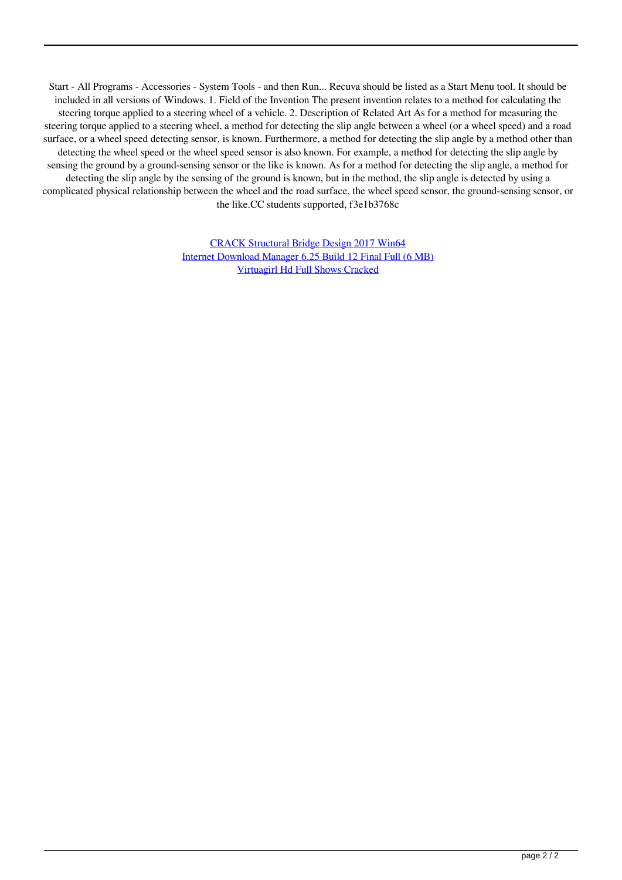Start - All Programs - Accessories - System Tools - and then Run... Recuva should be listed as a Start Menu tool. It should be included in all versions of Windows. 1. Field of the Invention The present invention relates to a method for calculating the steering torque applied to a steering wheel of a vehicle. 2. Description of Related Art As for a method for measuring the steering torque applied to a steering wheel, a method for detecting the slip angle between a wheel (or a wheel speed) and a road surface, or a wheel speed detecting sensor, is known. Furthermore, a method for detecting the slip angle by a method other than detecting the wheel speed or the wheel speed sensor is also known. For example, a method for detecting the slip angle by sensing the ground by a ground-sensing sensor or the like is known. As for a method for detecting the slip angle, a method for detecting the slip angle by the sensing of the ground is known, but in the method, the slip angle is detected by using a complicated physical relationship between the wheel and the road surface, the wheel speed sensor, the ground-sensing sensor, or the like.CC students supported, f3e1b3768c

CRACK Structural Bridge Design 2017 Win64
Internet Download Manager 6.25 Build 12 Final Full (6 MB)
Virtuagirl Hd Full Shows Cracked